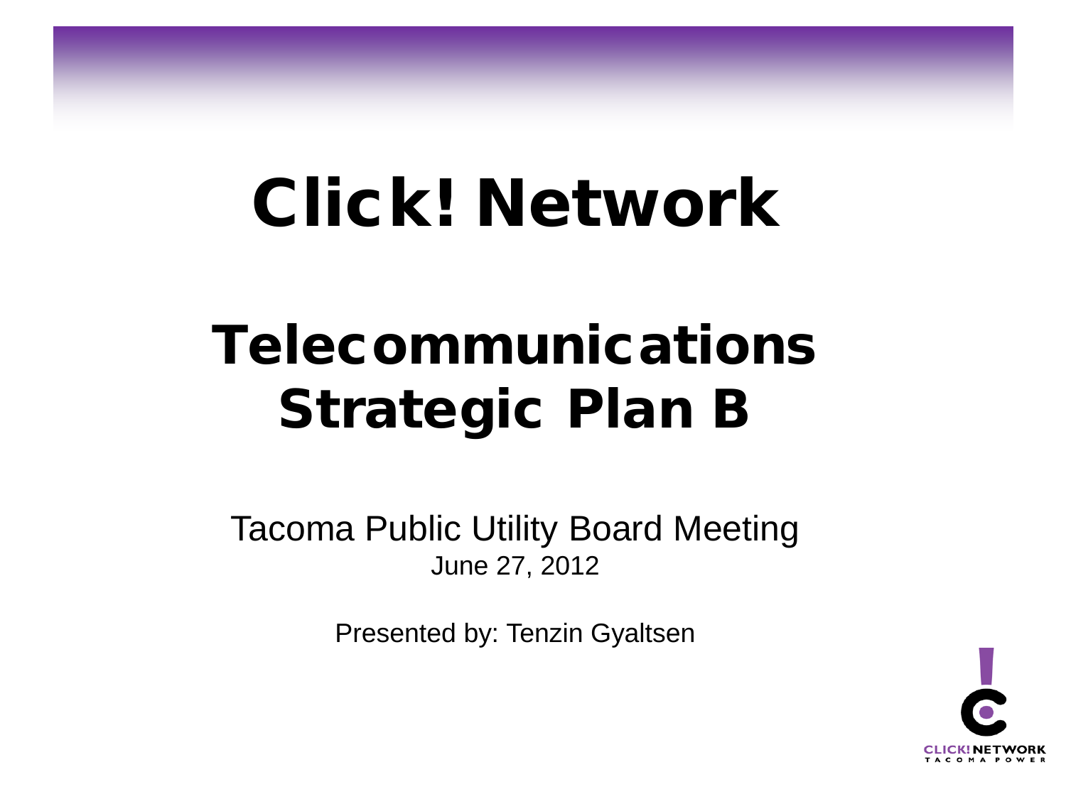# Click! Network

## Telecommunications Strategic Plan B

Tacoma Public Utility Board Meeting
June 27, 2012

Presented by: Tenzin Gyaltsen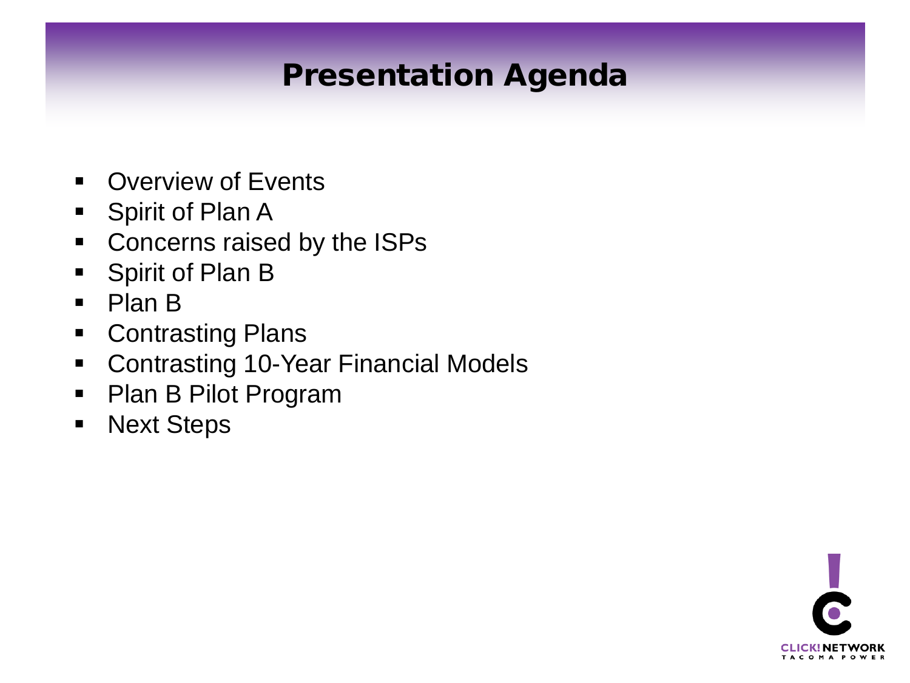# Presentation Agenda

- Overview of Events
- Spirit of Plan A
- Concerns raised by the ISPs
- Spirit of Plan B
- Plan B
- Contrasting Plans
- Contrasting 10-Year Financial Models
- Plan B Pilot Program
- Next Steps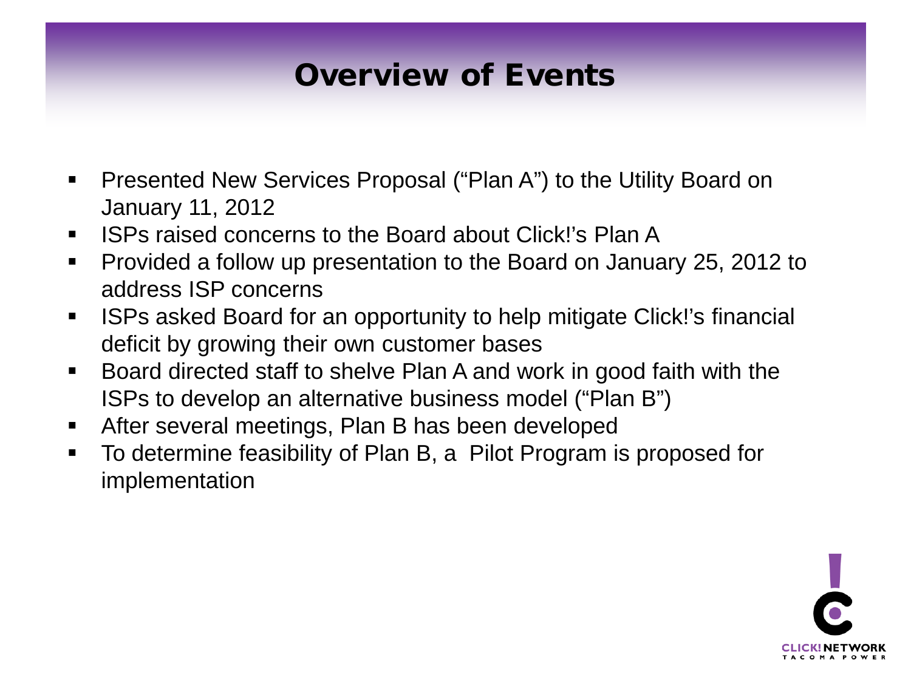# Overview of Events

- Presented New Services Proposal ("Plan A") to the Utility Board on January 11, 2012
- ISPs raised concerns to the Board about Click!'s Plan A
- Provided a follow up presentation to the Board on January 25, 2012 to address ISP concerns
- ISPs asked Board for an opportunity to help mitigate Click!'s financial deficit by growing their own customer bases
- Board directed staff to shelve Plan A and work in good faith with the ISPs to develop an alternative business model ("Plan B")
- After several meetings, Plan B has been developed
- To determine feasibility of Plan B, a Pilot Program is proposed for implementation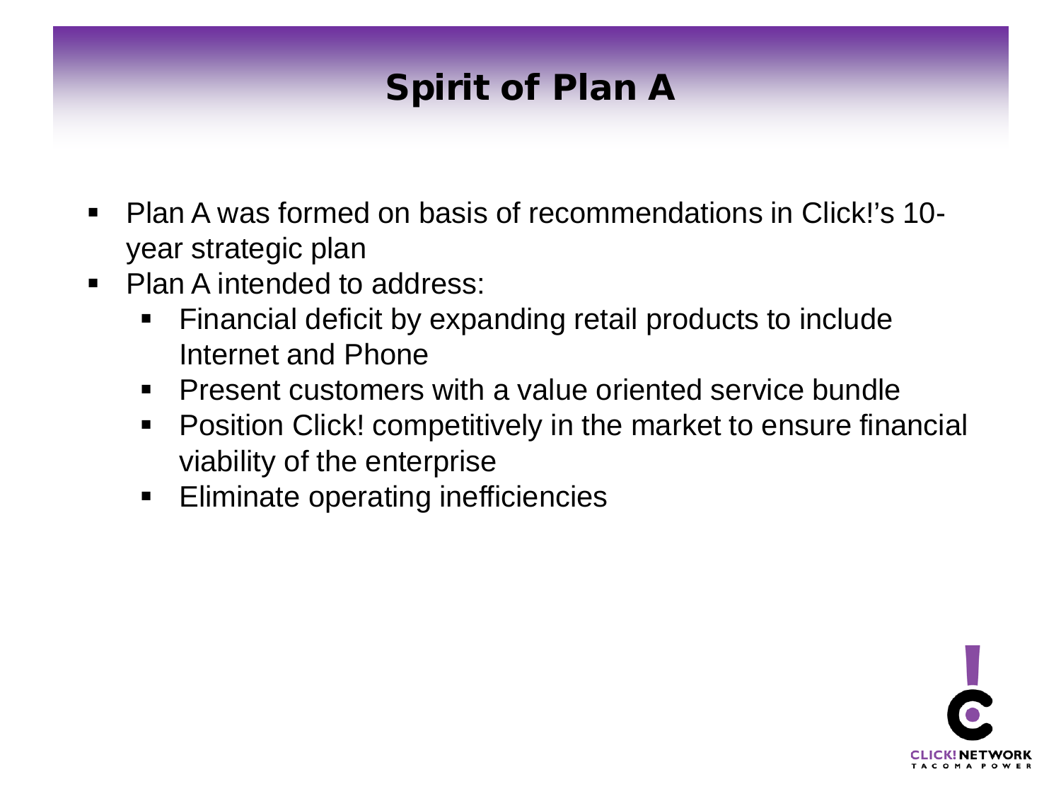# Spirit of Plan A

- Plan A was formed on basis of recommendations in Click!'s 10-year strategic plan
- Plan A intended to address:
  - Financial deficit by expanding retail products to include Internet and Phone
  - Present customers with a value oriented service bundle
  - Position Click! competitively in the market to ensure financial viability of the enterprise
  - Eliminate operating inefficiencies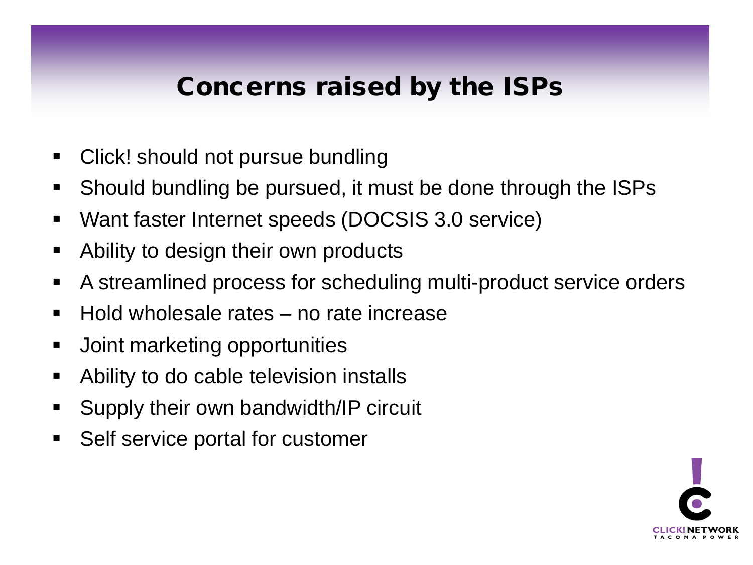# Concerns raised by the ISPs

- Click! should not pursue bundling
- Should bundling be pursued, it must be done through the ISPs
- Want faster Internet speeds (DOCSIS 3.0 service)
- Ability to design their own products
- A streamlined process for scheduling multi-product service orders
- Hold wholesale rates – no rate increase
- Joint marketing opportunities
- Ability to do cable television installs
- Supply their own bandwidth/IP circuit
- Self service portal for customer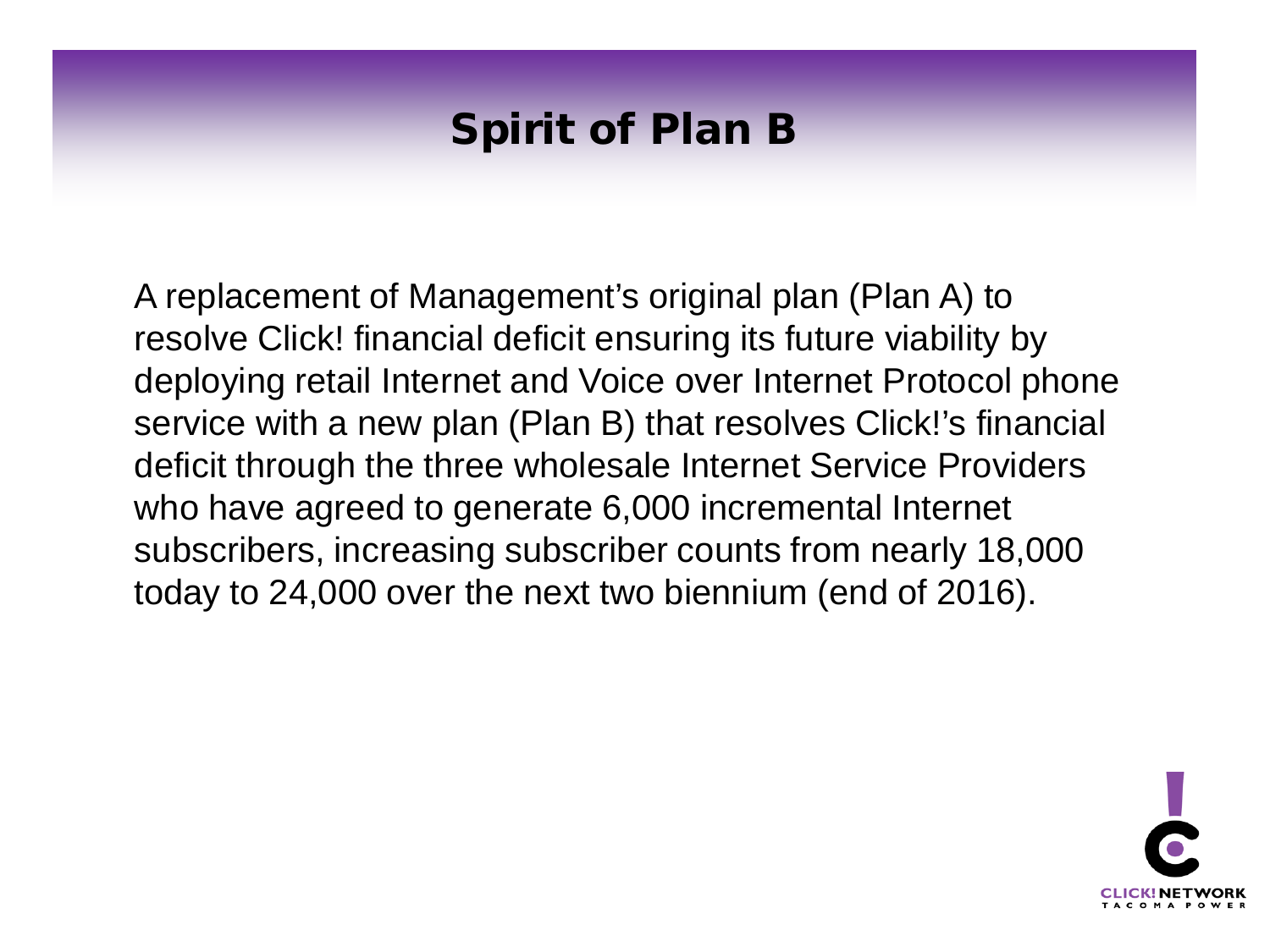# Spirit of Plan B

A replacement of Management's original plan (Plan A) to resolve Click! financial deficit ensuring its future viability by deploying retail Internet and Voice over Internet Protocol phone service with a new plan (Plan B) that resolves Click!'s financial deficit through the three wholesale Internet Service Providers who have agreed to generate 6,000 incremental Internet subscribers, increasing subscriber counts from nearly 18,000 today to 24,000 over the next two biennium (end of 2016).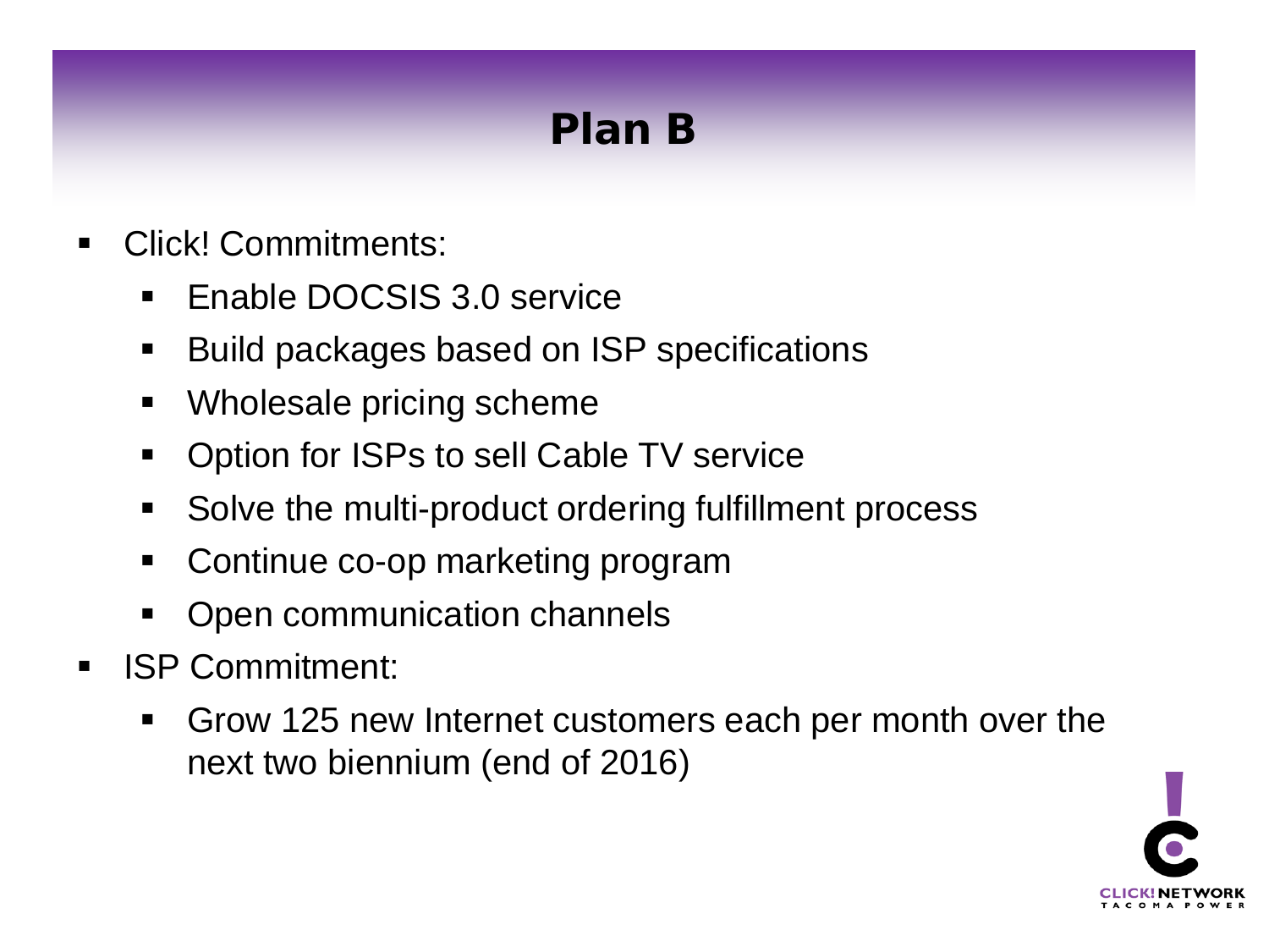# Plan B

- Click! Commitments:
  - Enable DOCSIS 3.0 service
  - Build packages based on ISP specifications
  - Wholesale pricing scheme
  - Option for ISPs to sell Cable TV service
  - Solve the multi-product ordering fulfillment process
  - Continue co-op marketing program
  - Open communication channels
- ISP Commitment:
  - Grow 125 new Internet customers each per month over the next two biennium (end of 2016)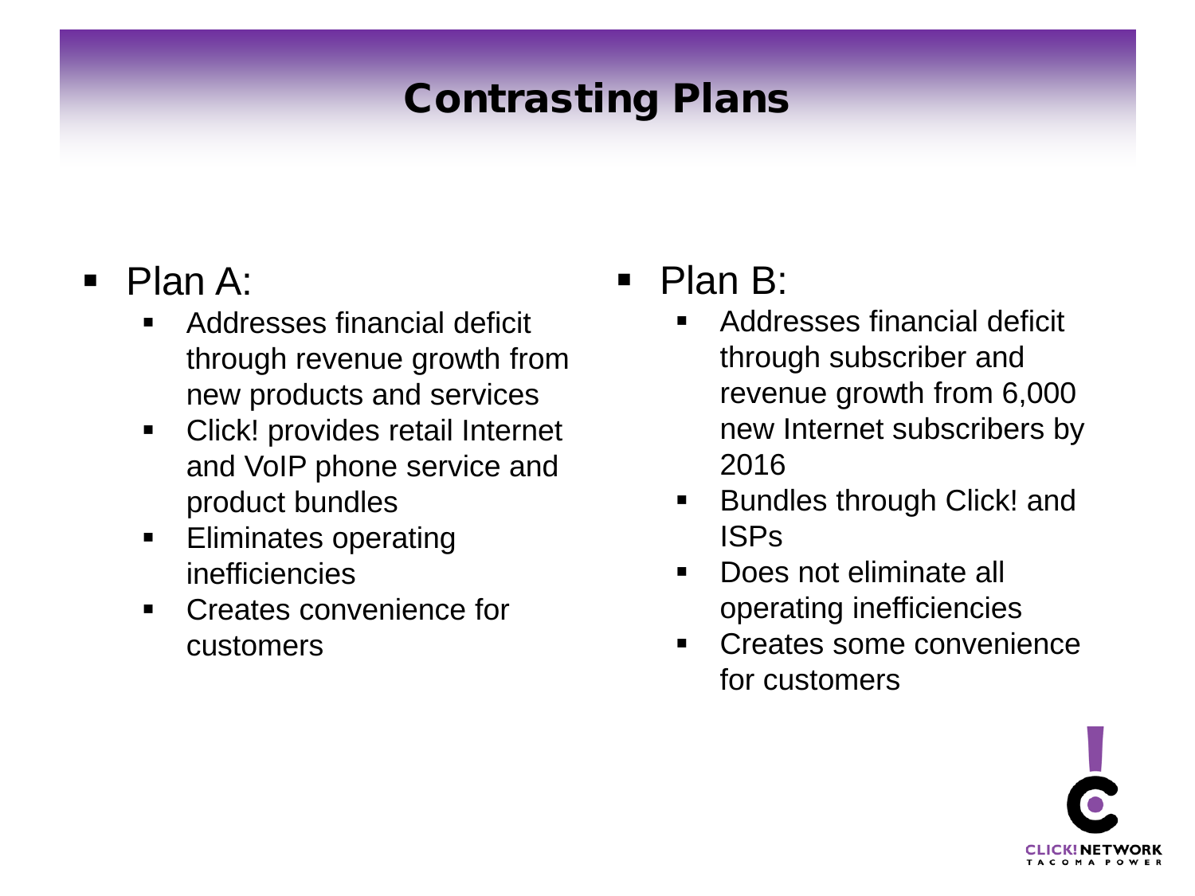# Contrasting Plans

- Plan A:
  - Addresses financial deficit through revenue growth from new products and services
  - Click! provides retail Internet and VoIP phone service and product bundles
  - Eliminates operating inefficiencies
  - Creates convenience for customers

- Plan B:
  - Addresses financial deficit through subscriber and revenue growth from 6,000 new Internet subscribers by 2016
  - Bundles through Click! and ISPs
  - Does not eliminate all operating inefficiencies
  - Creates some convenience for customers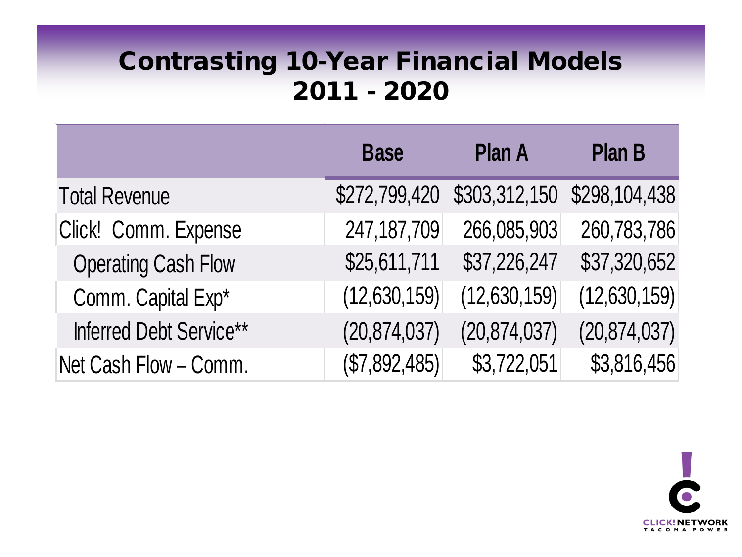# Contrasting 10-Year Financial Models 2011 - 2020

| | Base | Plan A | Plan B |
|---|---|---|---|
| Total Revenue | $272,799,420 | $303,312,150 | $298,104,438 |
| Click! Comm. Expense | 247,187,709 | 266,085,903 | 260,783,786 |
| Operating Cash Flow | $25,611,711 | $37,226,247 | $37,320,652 |
| Comm. Capital Exp* | (12,630,159) | (12,630,159) | (12,630,159) |
| Inferred Debt Service** | (20,874,037) | (20,874,037) | (20,874,037) |
| Net Cash Flow – Comm. | ($7,892,485) | $3,722,051 | $3,816,456 |

CLICK! NETWORK
TACOMA POWER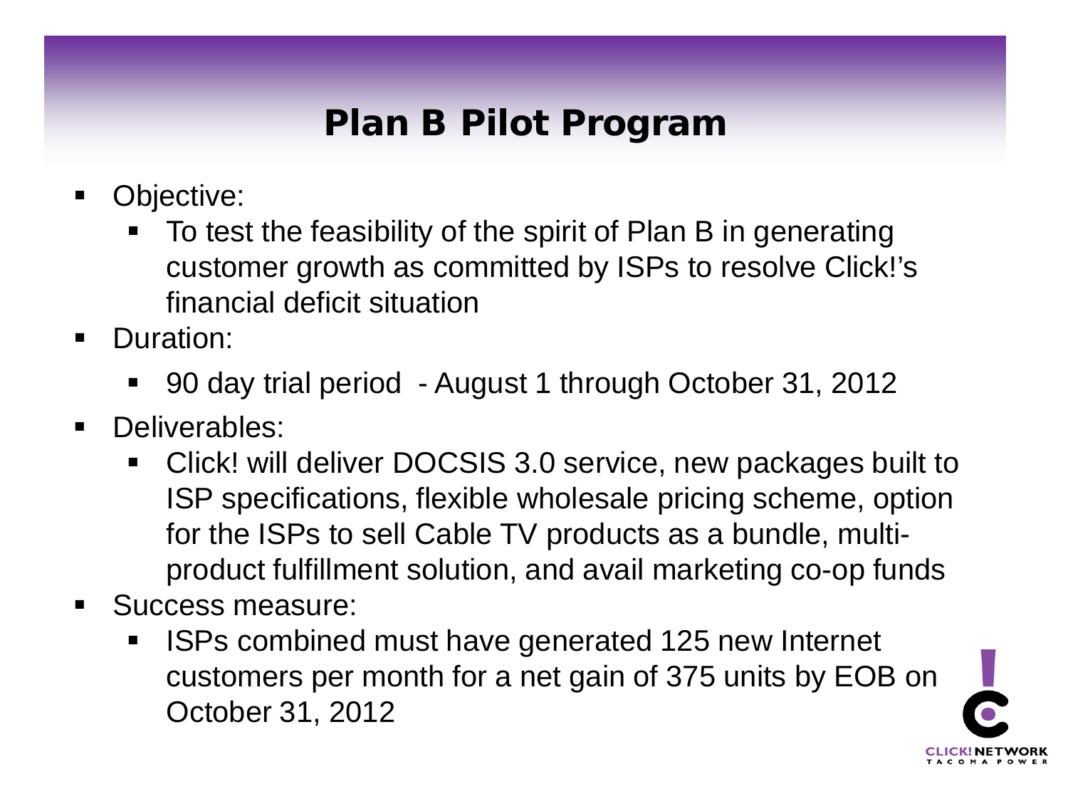# Plan B Pilot Program

- Objective:
  - To test the feasibility of the spirit of Plan B in generating customer growth as committed by ISPs to resolve Click!'s financial deficit situation
- Duration:
  - 90 day trial period - August 1 through October 31, 2012
- Deliverables:
  - Click! will deliver DOCSIS 3.0 service, new packages built to ISP specifications, flexible wholesale pricing scheme, option for the ISPs to sell Cable TV products as a bundle, multi-product fulfillment solution, and avail marketing co-op funds
- Success measure:
  - ISPs combined must have generated 125 new Internet customers per month for a net gain of 375 units by EOB on October 31, 2012

CLICK! NETWORK
TACOMA POWER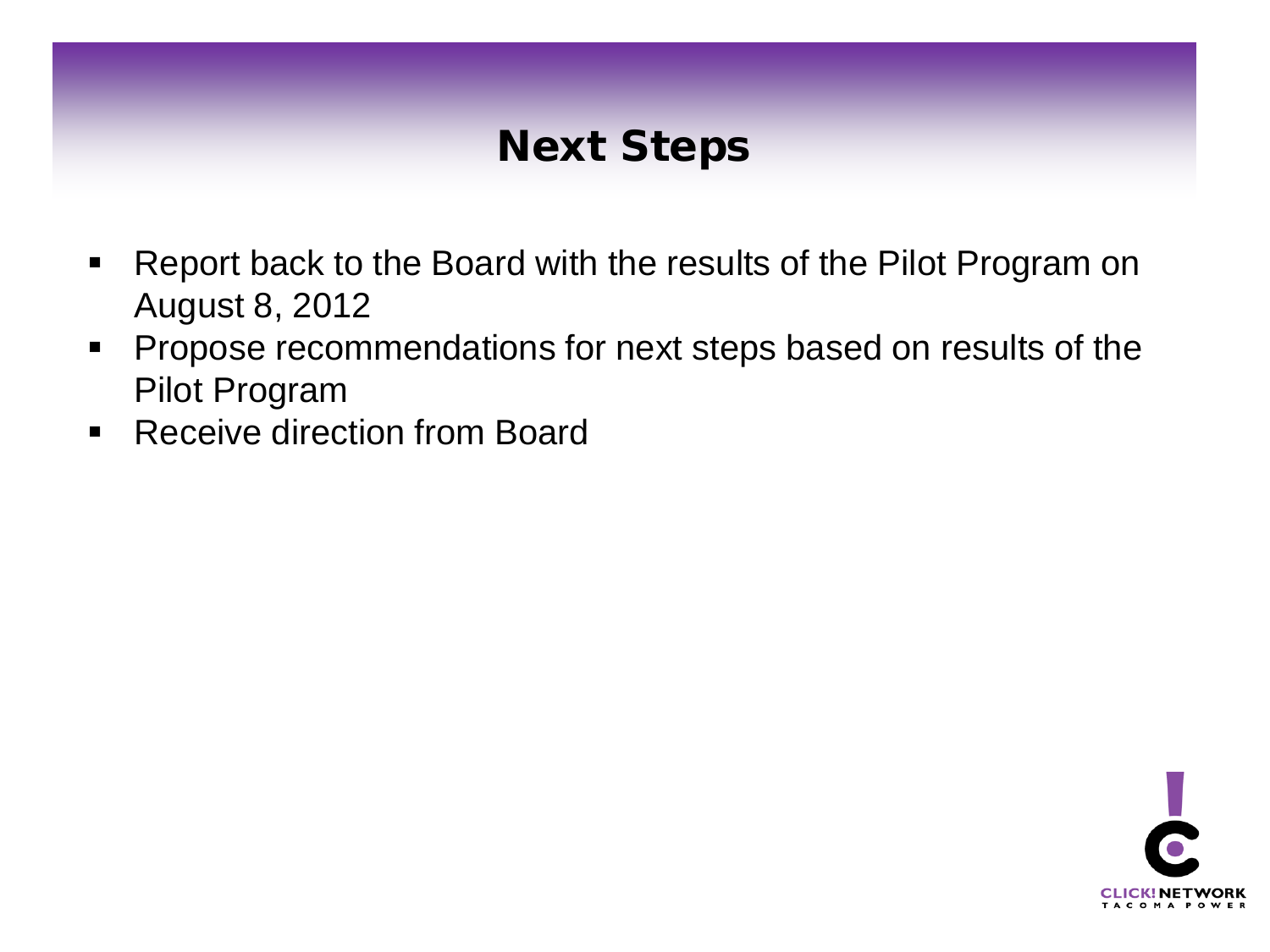# Next Steps

- Report back to the Board with the results of the Pilot Program on August 8, 2012
- Propose recommendations for next steps based on results of the Pilot Program
- Receive direction from Board